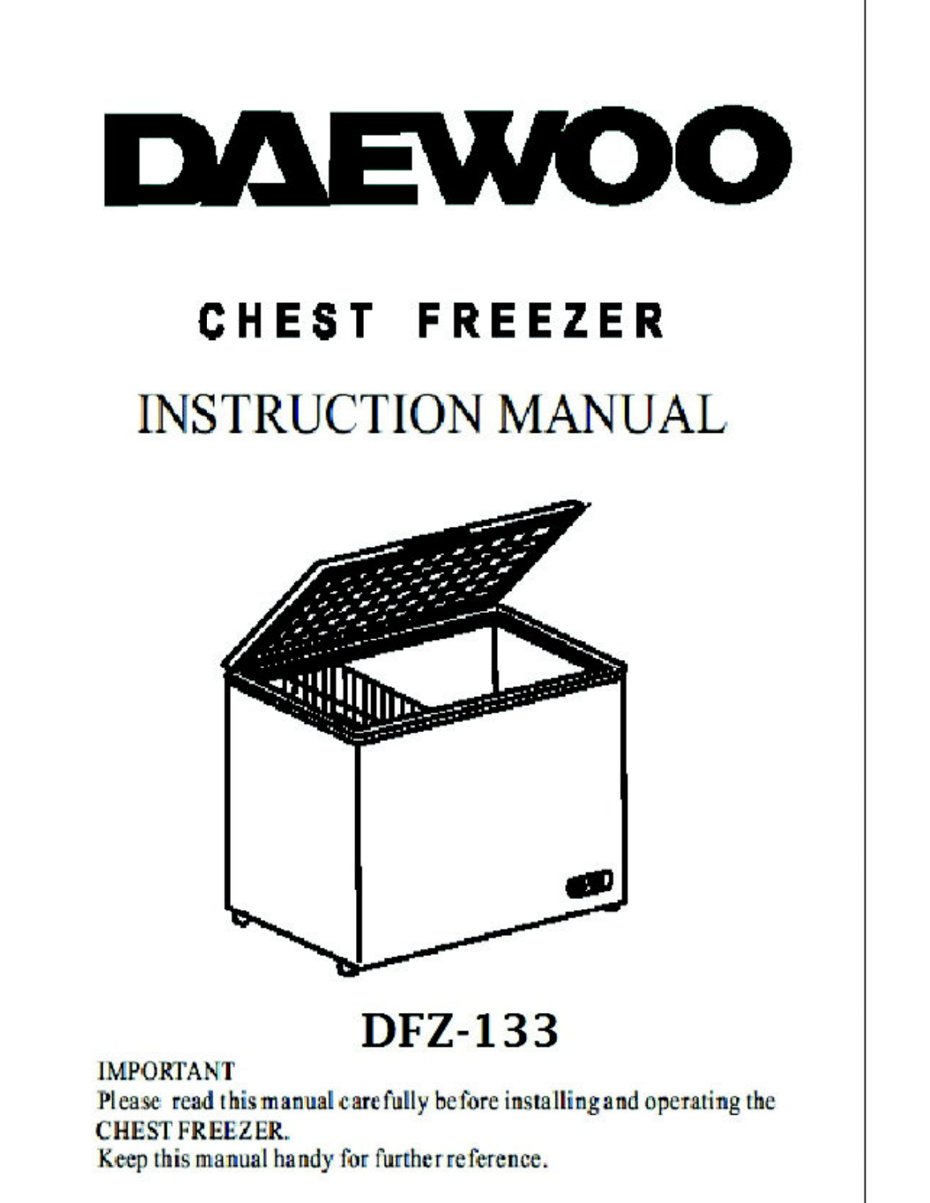# DAEWOO

## CHEST FREEZER

## INSTRUCTION MANUAL

## DFZ-133

**IMPORTANT**

Please read this manual carefully before installing and operating the CHEST FREEZER.

Keep this manual handy for further reference.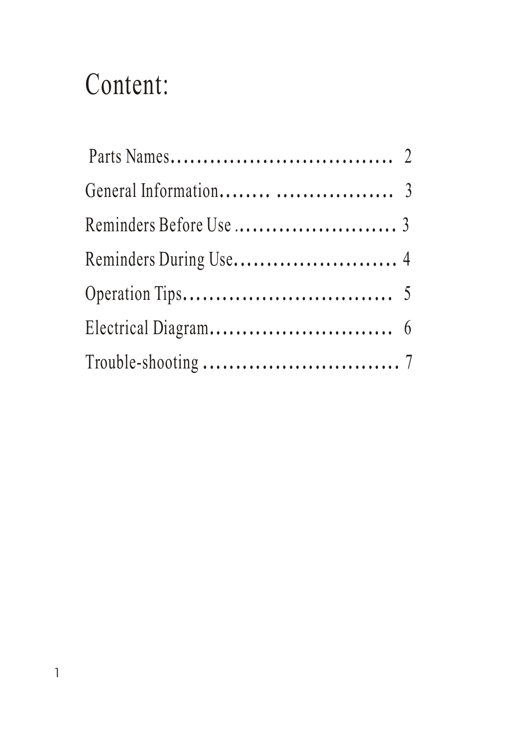# Content:

Parts Names……………………………… 2

General Information…….. ……………… 3

Reminders Before Use …………………… 3

Reminders During Use…………………… 4

Operation Tips…………………………… 5

Electrical Diagram……………………… 6

Trouble-shooting ………………………… 7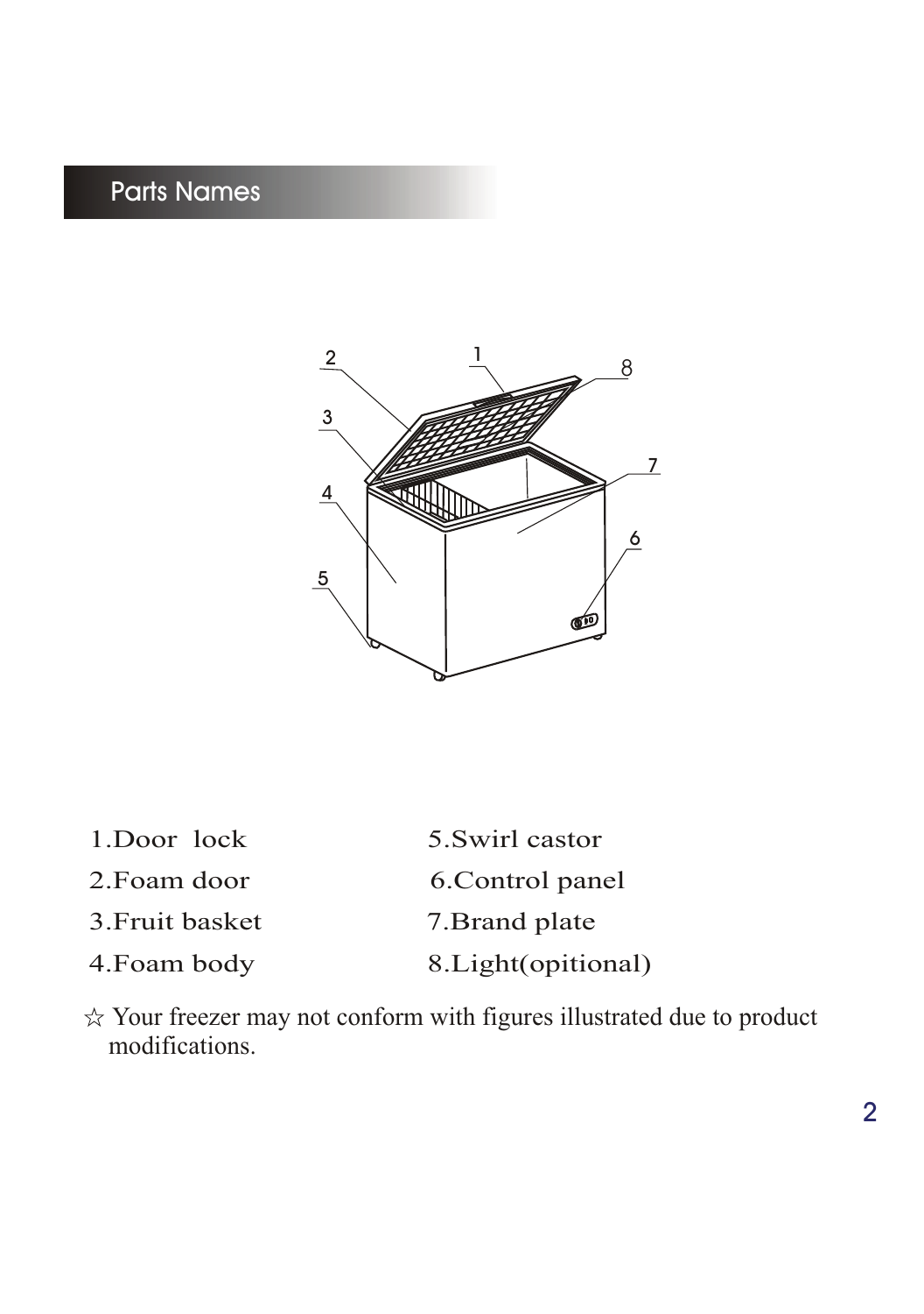## Parts Names

1. Door lock
2. Foam door
3. Fruit basket
4. Foam body
5. Swirl castor
6. Control panel
7. Brand plate
8. Light(opitional)

☆ Your freezer may not conform with figures illustrated due to product modifications.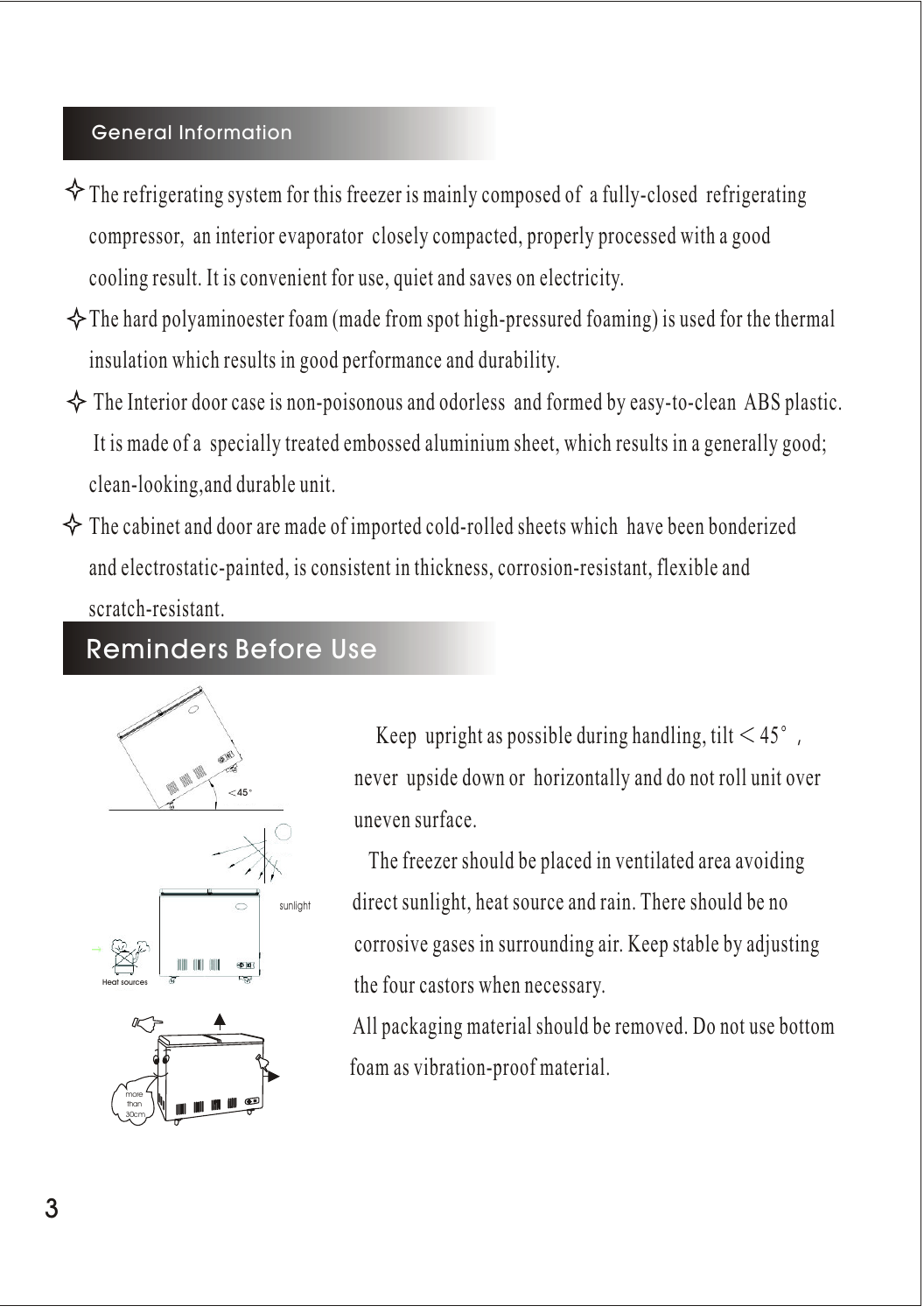## General Information

- The refrigerating system for this freezer is mainly composed of a fully-closed refrigerating compressor, an interior evaporator closely compacted, properly processed with a good cooling result. It is convenient for use, quiet and saves on electricity.
- The hard polyaminoester foam (made from spot high-pressured foaming) is used for the thermal insulation which results in good performance and durability.
- The Interior door case is non-poisonous and odorless and formed by easy-to-clean ABS plastic. It is made of a specially treated embossed aluminium sheet, which results in a generally good; clean-looking,and durable unit.
- The cabinet and door are made of imported cold-rolled sheets which have been bonderized and electrostatic-painted, is consistent in thickness, corrosion-resistant, flexible and scratch-resistant.

## Reminders Before Use

<45°

Keep upright as possible during handling, tilt < 45° , never upside down or horizontally and do not roll unit over uneven surface.

sunlight

Heat sources

The freezer should be placed in ventilated area avoiding direct sunlight, heat source and rain. There should be no corrosive gases in surrounding air. Keep stable by adjusting the four castors when necessary.

more than 30cm

All packaging material should be removed. Do not use bottom foam as vibration-proof material.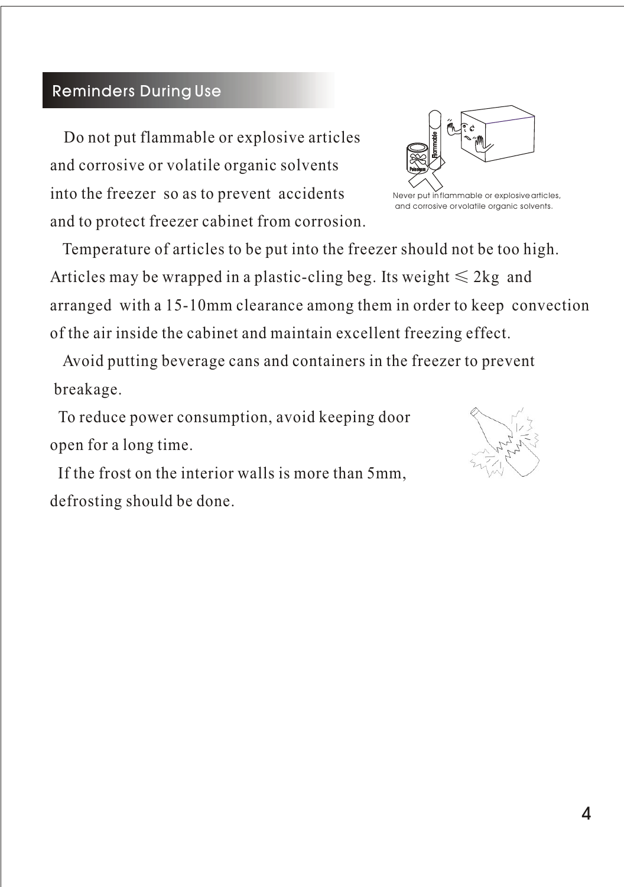## Reminders During Use

Do not put flammable or explosive articles and corrosive or volatile organic solvents into the freezer so as to prevent accidents and to protect freezer cabinet from corrosion.

Never put in flammable or explosive articles, and corrosive or volatile organic solvents.

Temperature of articles to be put into the freezer should not be too high. Articles may be wrapped in a plastic-cling beg. Its weight $\leqslant$ 2kg and arranged with a 15-10mm clearance among them in order to keep convection of the air inside the cabinet and maintain excellent freezing effect.

Avoid putting beverage cans and containers in the freezer to prevent breakage.

To reduce power consumption, avoid keeping door open for a long time.

If the frost on the interior walls is more than 5mm, defrosting should be done.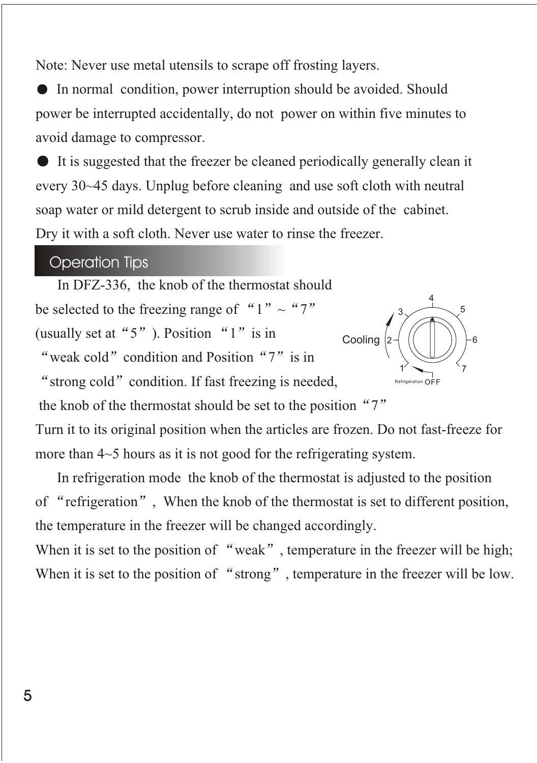Note: Never use metal utensils to scrape off frosting layers.

● In normal condition, power interruption should be avoided. Should power be interrupted accidentally, do not power on within five minutes to avoid damage to compressor.

● It is suggested that the freezer be cleaned periodically generally clean it every 30~45 days. Unplug before cleaning and use soft cloth with neutral soap water or mild detergent to scrub inside and outside of the cabinet. Dry it with a soft cloth. Never use water to rinse the freezer.

## Operation Tips

In DFZ-336, the knob of the thermostat should be selected to the freezing range of "1" ~ "7" (usually set at "5"). Position "1" is in "weak cold" condition and Position "7" is in "strong cold" condition. If fast freezing is needed, the knob of the thermostat should be set to the position "7" Turn it to its original position when the articles are frozen. Do not fast-freeze for more than 4~5 hours as it is not good for the refrigerating system.

Cooling 1 2 3 4 5 6 7 Refrigeration OFF

In refrigeration mode the knob of the thermostat is adjusted to the position of "refrigeration", When the knob of the thermostat is set to different position, the temperature in the freezer will be changed accordingly.

When it is set to the position of "weak", temperature in the freezer will be high;
When it is set to the position of "strong", temperature in the freezer will be low.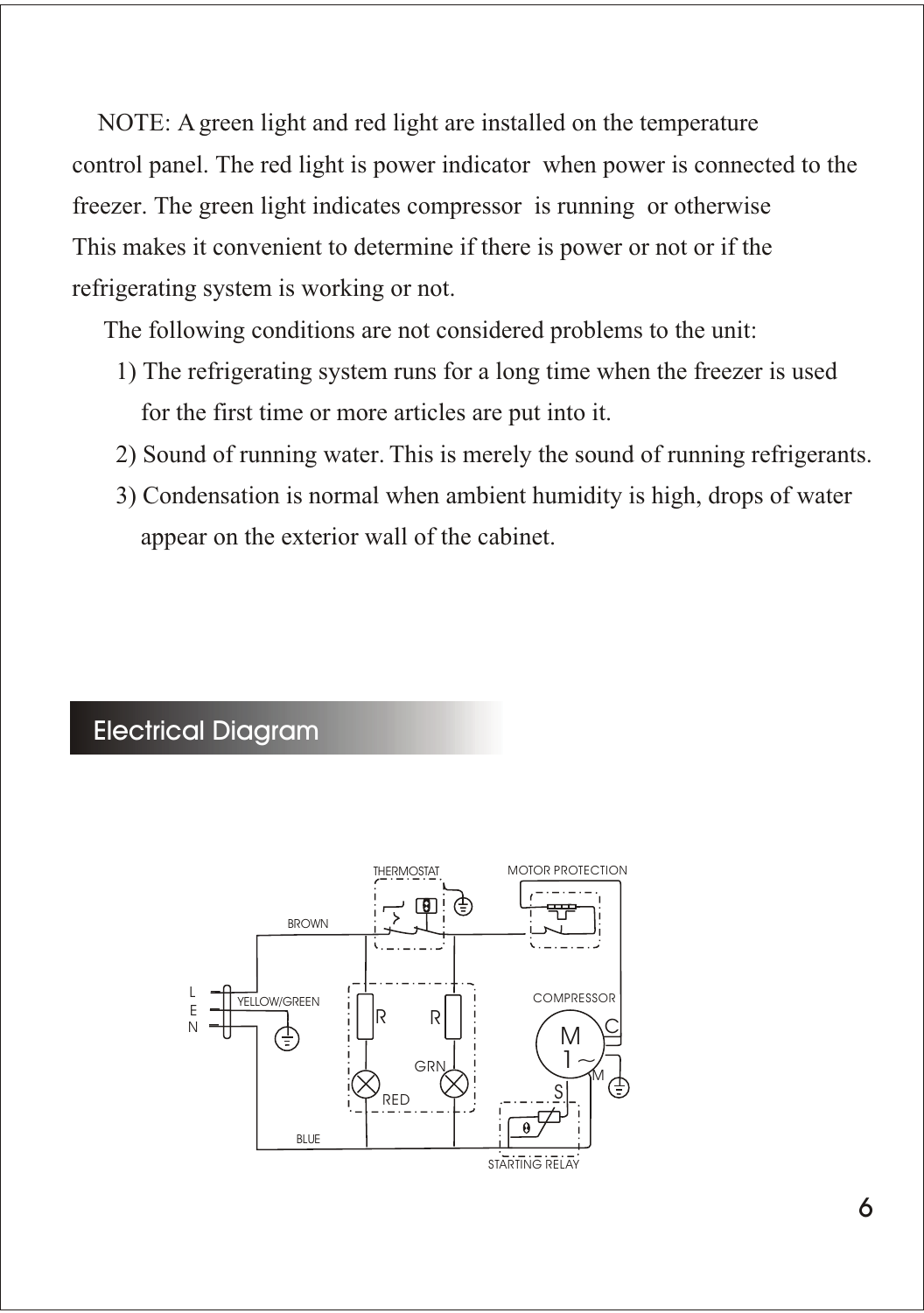NOTE: A green light and red light are installed on the temperature control panel. The red light is power indicator when power is connected to the freezer. The green light indicates compressor is running or otherwise This makes it convenient to determine if there is power or not or if the refrigerating system is working or not.

The following conditions are not considered problems to the unit:

1) The refrigerating system runs for a long time when the freezer is used for the first time or more articles are put into it.

2) Sound of running water. This is merely the sound of running refrigerants.

3) Condensation is normal when ambient humidity is high, drops of water appear on the exterior wall of the cabinet.

## Electrical Diagram

THERMOSTAT

MOTOR PROTECTION

BROWN

L
E
N

YELLOW/GREEN

COMPRESSOR

R R

M
1~

C

GRN

M

RED

S

BLUE

STARTING RELAY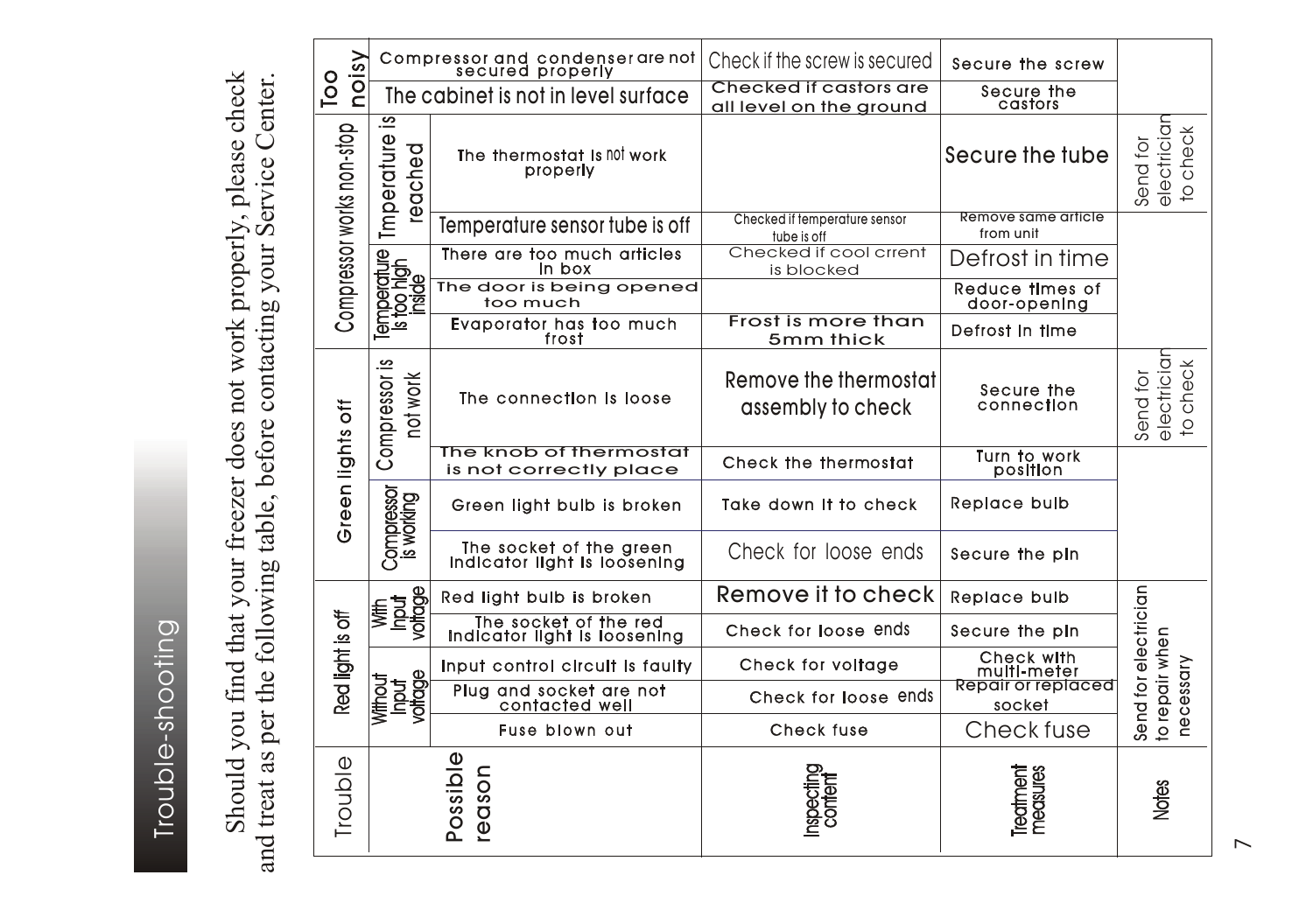# Trouble-shooting

Should you find that your freezer does not work properly, please check and treat as per the following table, before contacting your Service Center.

| Trouble | | Possible reason | Inspecting content | Treatment measures | Notes |
|---|---|---|---|---|---|
| Red light is off | Without Input voltage | Fuse blown out | Check fuse | Check fuse | Send for electrician to repair when necessary |
| | | Plug and socket are not contacted well | Check for loose ends | Repair or replaced socket | |
| | | Input control circuit is faulty | Check for voltage | Check with multi-meter | |
| | With Input voltage | The socket of the red indicator light is loosening | Check for loose ends | Secure the pin | |
| | | Red light bulb is broken | Remove it to check | Replace bulb | |
| Green lights off | Compressor is working | The socket of the green indicator light is loosening | Check for loose ends | Secure the pin | |
| | | Green light bulb is broken | Take down it to check | Replace bulb | |
| | Compressor is not work | The knob of thermostat is not correctly place | Check the thermostat | Turn to work position | |
| | | The connection is loose | Remove the thermostat assembly to check | Secure the connection | Send for electrician to check |
| Compressor works non-stop | Temperature is too high inside | Evaporator has too much frost | Frost is more than 5mm thick | Defrost in time | |
| | | The door is being opened too much | | Reduce times of door-opening | |
| | | There are too much articles in box | Checked if cool crrent is blocked | Defrost in time | |
| | Tmperature is reached | Temperature sensor tube is off | Checked if temperature sensor tube is off | Remove same article from unit | |
| | | The thermostat is not work properly | | Secure the tube | Send for electrician to check |
| Too noisy | | The cabinet is not in level surface | Checked if castors are all level on the ground | Secure the castors | |
| | | Compressor and condenser are not secured properly | Check if the screw is secured | Secure the screw | |